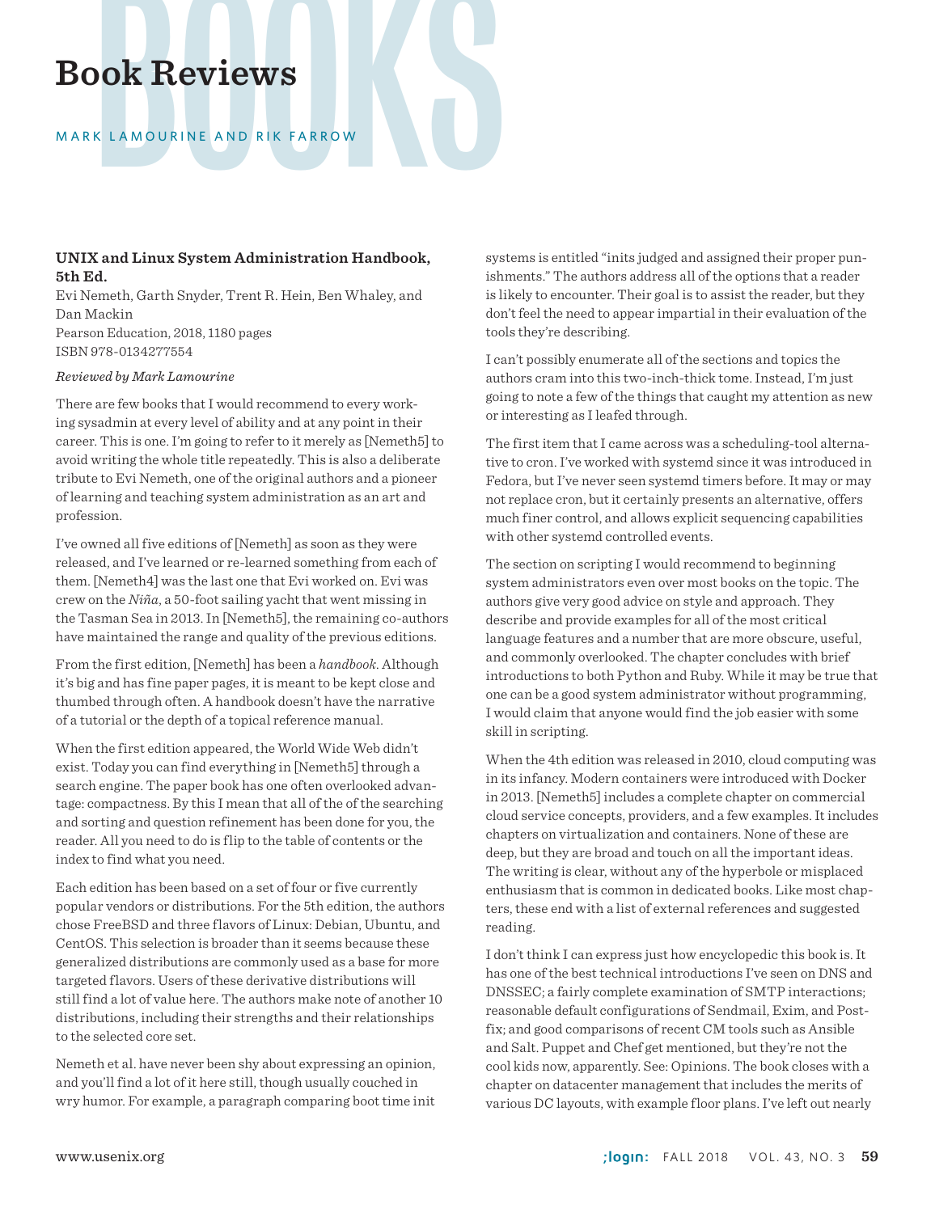# Book Reviews

MARK LAMOURINE AND RIK FARROW

### UNIX and Linux System Administration Handbook, 5th Ed.

Evi Nemeth, Garth Snyder, Trent R. Hein, Ben Whaley, and Dan Mackin
Pearson Education, 2018, 1180 pages
ISBN 978-0134277554

*Reviewed by Mark Lamourine*

There are few books that I would recommend to every working sysadmin at every level of ability and at any point in their career. This is one. I'm going to refer to it merely as [Nemeth5] to avoid writing the whole title repeatedly. This is also a deliberate tribute to Evi Nemeth, one of the original authors and a pioneer of learning and teaching system administration as an art and profession.

I've owned all five editions of [Nemeth] as soon as they were released, and I've learned or re-learned something from each of them. [Nemeth4] was the last one that Evi worked on. Evi was crew on the *Niña*, a 50-foot sailing yacht that went missing in the Tasman Sea in 2013. In [Nemeth5], the remaining co-authors have maintained the range and quality of the previous editions.

From the first edition, [Nemeth] has been a *handbook*. Although it's big and has fine paper pages, it is meant to be kept close and thumbed through often. A handbook doesn't have the narrative of a tutorial or the depth of a topical reference manual.

When the first edition appeared, the World Wide Web didn't exist. Today you can find everything in [Nemeth5] through a search engine. The paper book has one often overlooked advantage: compactness. By this I mean that all of the of the searching and sorting and question refinement has been done for you, the reader. All you need to do is flip to the table of contents or the index to find what you need.

Each edition has been based on a set of four or five currently popular vendors or distributions. For the 5th edition, the authors chose FreeBSD and three flavors of Linux: Debian, Ubuntu, and CentOS. This selection is broader than it seems because these generalized distributions are commonly used as a base for more targeted flavors. Users of these derivative distributions will still find a lot of value here. The authors make note of another 10 distributions, including their strengths and their relationships to the selected core set.

Nemeth et al. have never been shy about expressing an opinion, and you'll find a lot of it here still, though usually couched in wry humor. For example, a paragraph comparing boot time init systems is entitled "inits judged and assigned their proper punishments." The authors address all of the options that a reader is likely to encounter. Their goal is to assist the reader, but they don't feel the need to appear impartial in their evaluation of the tools they're describing.

I can't possibly enumerate all of the sections and topics the authors cram into this two-inch-thick tome. Instead, I'm just going to note a few of the things that caught my attention as new or interesting as I leafed through.

The first item that I came across was a scheduling-tool alternative to cron. I've worked with systemd since it was introduced in Fedora, but I've never seen systemd timers before. It may or may not replace cron, but it certainly presents an alternative, offers much finer control, and allows explicit sequencing capabilities with other systemd controlled events.

The section on scripting I would recommend to beginning system administrators even over most books on the topic. The authors give very good advice on style and approach. They describe and provide examples for all of the most critical language features and a number that are more obscure, useful, and commonly overlooked. The chapter concludes with brief introductions to both Python and Ruby. While it may be true that one can be a good system administrator without programming, I would claim that anyone would find the job easier with some skill in scripting.

When the 4th edition was released in 2010, cloud computing was in its infancy. Modern containers were introduced with Docker in 2013. [Nemeth5] includes a complete chapter on commercial cloud service concepts, providers, and a few examples. It includes chapters on virtualization and containers. None of these are deep, but they are broad and touch on all the important ideas. The writing is clear, without any of the hyperbole or misplaced enthusiasm that is common in dedicated books. Like most chapters, these end with a list of external references and suggested reading.

I don't think I can express just how encyclopedic this book is. It has one of the best technical introductions I've seen on DNS and DNSSEC; a fairly complete examination of SMTP interactions; reasonable default configurations of Sendmail, Exim, and Postfix; and good comparisons of recent CM tools such as Ansible and Salt. Puppet and Chef get mentioned, but they're not the cool kids now, apparently. See: Opinions. The book closes with a chapter on datacenter management that includes the merits of various DC layouts, with example floor plans. I've left out nearly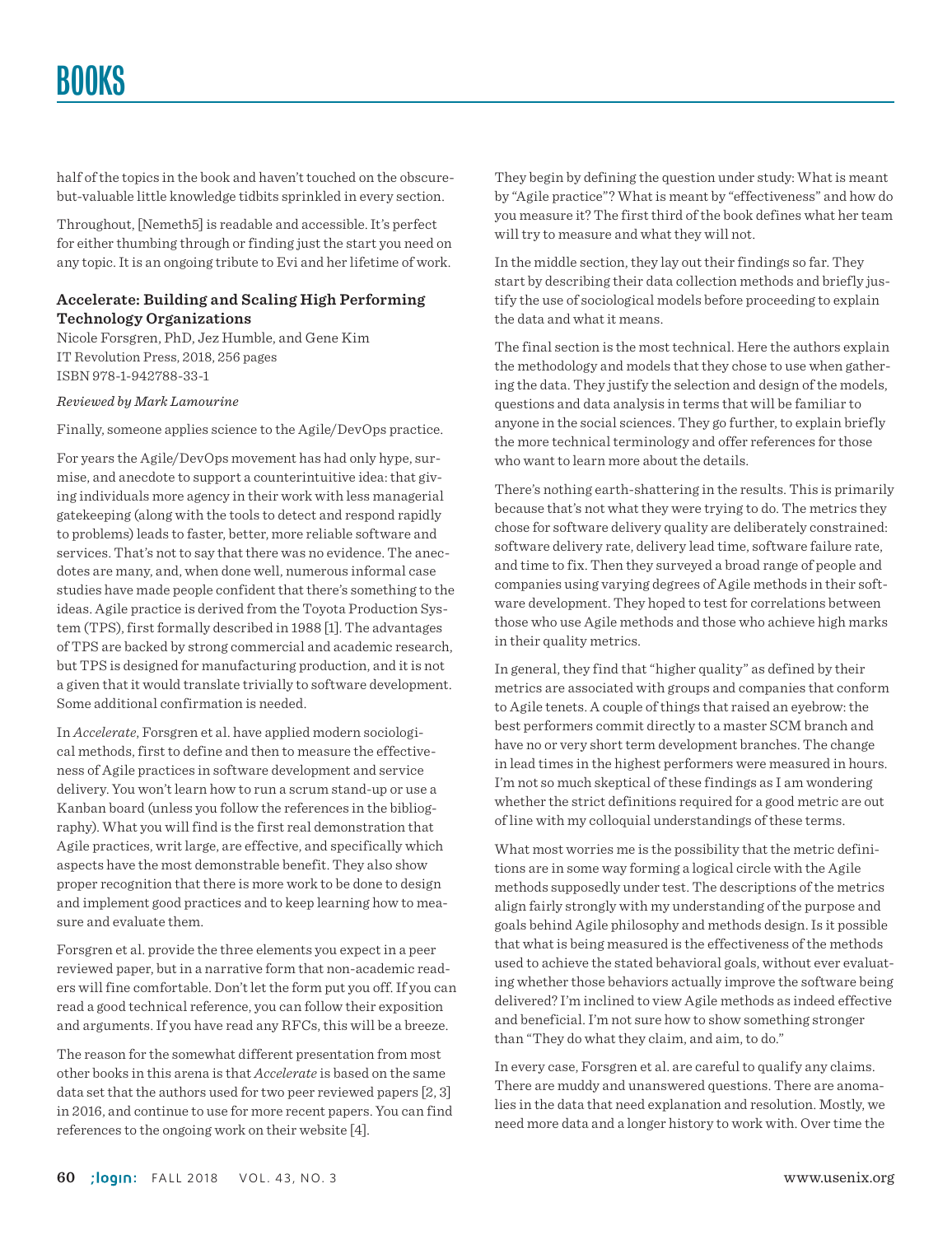half of the topics in the book and haven't touched on the obscure-but-valuable little knowledge tidbits sprinkled in every section.

Throughout, [Nemeth5] is readable and accessible. It's perfect for either thumbing through or finding just the start you need on any topic. It is an ongoing tribute to Evi and her lifetime of work.

### Accelerate: Building and Scaling High Performing Technology Organizations

Nicole Forsgren, PhD, Jez Humble, and Gene Kim
IT Revolution Press, 2018, 256 pages
ISBN 978-1-942788-33-1

*Reviewed by Mark Lamourine*

Finally, someone applies science to the Agile/DevOps practice.

For years the Agile/DevOps movement has had only hype, surmise, and anecdote to support a counterintuitive idea: that giving individuals more agency in their work with less managerial gatekeeping (along with the tools to detect and respond rapidly to problems) leads to faster, better, more reliable software and services. That's not to say that there was no evidence. The anecdotes are many, and, when done well, numerous informal case studies have made people confident that there's something to the ideas. Agile practice is derived from the Toyota Production System (TPS), first formally described in 1988 [1]. The advantages of TPS are backed by strong commercial and academic research, but TPS is designed for manufacturing production, and it is not a given that it would translate trivially to software development. Some additional confirmation is needed.

In *Accelerate*, Forsgren et al. have applied modern sociological methods, first to define and then to measure the effectiveness of Agile practices in software development and service delivery. You won't learn how to run a scrum stand-up or use a Kanban board (unless you follow the references in the bibliography). What you will find is the first real demonstration that Agile practices, writ large, are effective, and specifically which aspects have the most demonstrable benefit. They also show proper recognition that there is more work to be done to design and implement good practices and to keep learning how to measure and evaluate them.

Forsgren et al. provide the three elements you expect in a peer reviewed paper, but in a narrative form that non-academic readers will fine comfortable. Don't let the form put you off. If you can read a good technical reference, you can follow their exposition and arguments. If you have read any RFCs, this will be a breeze.

The reason for the somewhat different presentation from most other books in this arena is that *Accelerate* is based on the same data set that the authors used for two peer reviewed papers [2, 3] in 2016, and continue to use for more recent papers. You can find references to the ongoing work on their website [4].

They begin by defining the question under study: What is meant by "Agile practice"? What is meant by "effectiveness" and how do you measure it? The first third of the book defines what her team will try to measure and what they will not.

In the middle section, they lay out their findings so far. They start by describing their data collection methods and briefly justify the use of sociological models before proceeding to explain the data and what it means.

The final section is the most technical. Here the authors explain the methodology and models that they chose to use when gathering the data. They justify the selection and design of the models, questions and data analysis in terms that will be familiar to anyone in the social sciences. They go further, to explain briefly the more technical terminology and offer references for those who want to learn more about the details.

There's nothing earth-shattering in the results. This is primarily because that's not what they were trying to do. The metrics they chose for software delivery quality are deliberately constrained: software delivery rate, delivery lead time, software failure rate, and time to fix. Then they surveyed a broad range of people and companies using varying degrees of Agile methods in their software development. They hoped to test for correlations between those who use Agile methods and those who achieve high marks in their quality metrics.

In general, they find that "higher quality" as defined by their metrics are associated with groups and companies that conform to Agile tenets. A couple of things that raised an eyebrow: the best performers commit directly to a master SCM branch and have no or very short term development branches. The change in lead times in the highest performers were measured in hours. I'm not so much skeptical of these findings as I am wondering whether the strict definitions required for a good metric are out of line with my colloquial understandings of these terms.

What most worries me is the possibility that the metric definitions are in some way forming a logical circle with the Agile methods supposedly under test. The descriptions of the metrics align fairly strongly with my understanding of the purpose and goals behind Agile philosophy and methods design. Is it possible that what is being measured is the effectiveness of the methods used to achieve the stated behavioral goals, without ever evaluating whether those behaviors actually improve the software being delivered? I'm inclined to view Agile methods as indeed effective and beneficial. I'm not sure how to show something stronger than "They do what they claim, and aim, to do."

In every case, Forsgren et al. are careful to qualify any claims. There are muddy and unanswered questions. There are anomalies in the data that need explanation and resolution. Mostly, we need more data and a longer history to work with. Over time the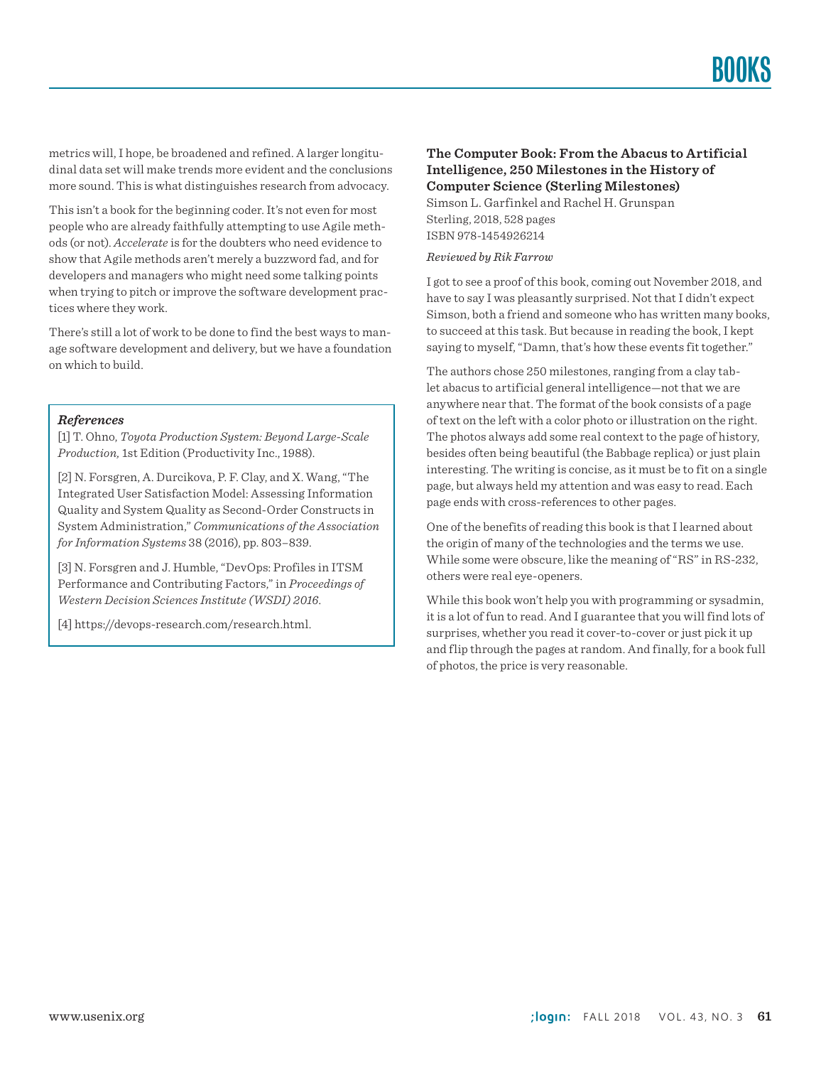metrics will, I hope, be broadened and refined. A larger longitudinal data set will make trends more evident and the conclusions more sound. This is what distinguishes research from advocacy.

This isn't a book for the beginning coder. It's not even for most people who are already faithfully attempting to use Agile methods (or not). *Accelerate* is for the doubters who need evidence to show that Agile methods aren't merely a buzzword fad, and for developers and managers who might need some talking points when trying to pitch or improve the software development practices where they work.

There's still a lot of work to be done to find the best ways to manage software development and delivery, but we have a foundation on which to build.

***References***

[1] T. Ohno, *Toyota Production System: Beyond Large-Scale Production,* 1st Edition (Productivity Inc., 1988).

[2] N. Forsgren, A. Durcikova, P. F. Clay, and X. Wang, "The Integrated User Satisfaction Model: Assessing Information Quality and System Quality as Second-Order Constructs in System Administration," *Communications of the Association for Information Systems* 38 (2016), pp. 803–839.

[3] N. Forsgren and J. Humble, "DevOps: Profiles in ITSM Performance and Contributing Factors," in *Proceedings of Western Decision Sciences Institute (WSDI) 2016*.

[4] https://devops-research.com/research.html.

### The Computer Book: From the Abacus to Artificial Intelligence, 250 Milestones in the History of Computer Science (Sterling Milestones)

Simson L. Garfinkel and Rachel H. Grunspan
Sterling, 2018, 528 pages
ISBN 978-1454926214

*Reviewed by Rik Farrow*

I got to see a proof of this book, coming out November 2018, and have to say I was pleasantly surprised. Not that I didn't expect Simson, both a friend and someone who has written many books, to succeed at this task. But because in reading the book, I kept saying to myself, "Damn, that's how these events fit together."

The authors chose 250 milestones, ranging from a clay tablet abacus to artificial general intelligence—not that we are anywhere near that. The format of the book consists of a page of text on the left with a color photo or illustration on the right. The photos always add some real context to the page of history, besides often being beautiful (the Babbage replica) or just plain interesting. The writing is concise, as it must be to fit on a single page, but always held my attention and was easy to read. Each page ends with cross-references to other pages.

One of the benefits of reading this book is that I learned about the origin of many of the technologies and the terms we use. While some were obscure, like the meaning of "RS" in RS-232, others were real eye-openers.

While this book won't help you with programming or sysadmin, it is a lot of fun to read. And I guarantee that you will find lots of surprises, whether you read it cover-to-cover or just pick it up and flip through the pages at random. And finally, for a book full of photos, the price is very reasonable.